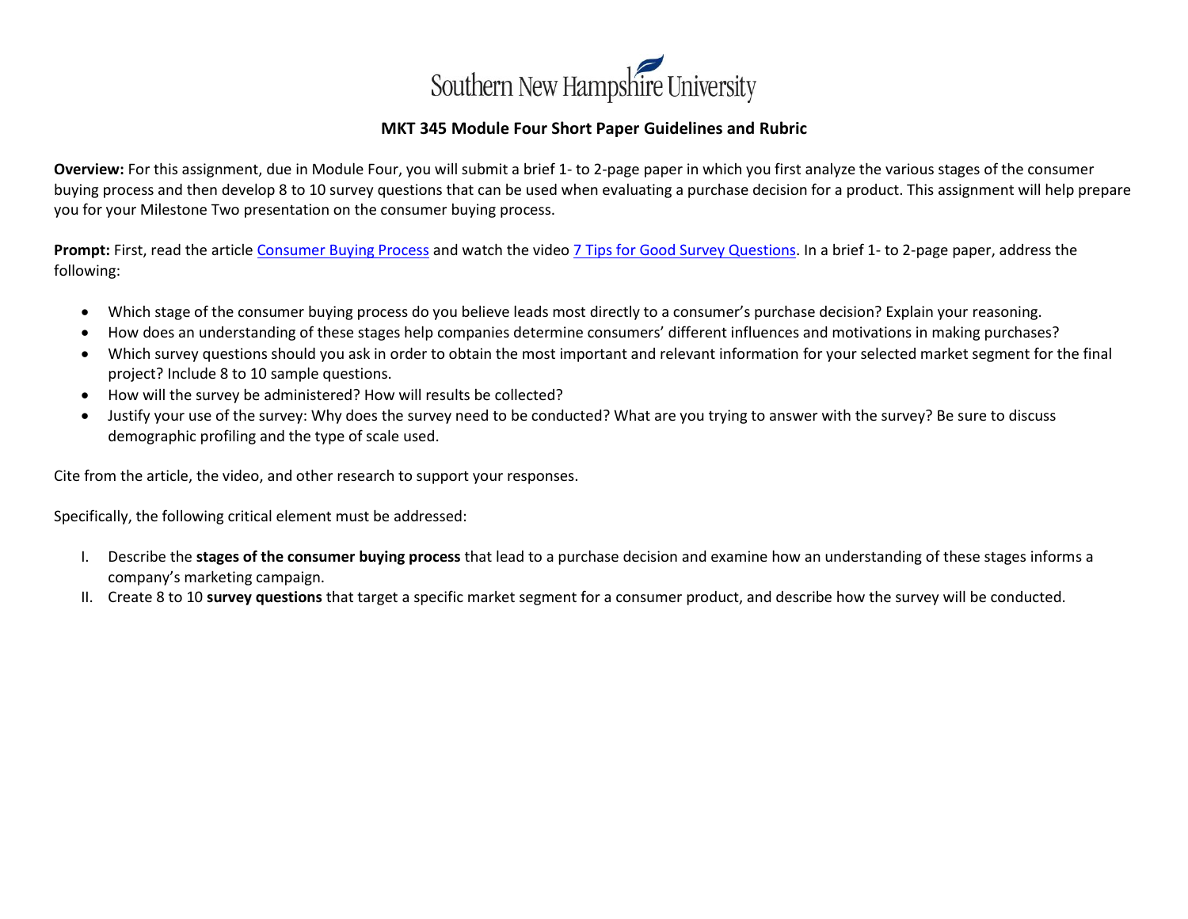Southern New Hampshire University

# MKT 345 Module Four Short Paper Guidelines and Rubric

**Overview:** For this assignment, due in Module Four, you will submit a brief 1- to 2-page paper in which you first analyze the various stages of the consumer buying process and then develop 8 to 10 survey questions that can be used when evaluating a purchase decision for a product. This assignment will help prepare you for your Milestone Two presentation on the consumer buying process.

**Prompt:** First, read the article Consumer Buying Process and watch the video 7 Tips for Good Survey Questions. In a brief 1- to 2-page paper, address the following:

- Which stage of the consumer buying process do you believe leads most directly to a consumer's purchase decision? Explain your reasoning.
- How does an understanding of these stages help companies determine consumers' different influences and motivations in making purchases?
- Which survey questions should you ask in order to obtain the most important and relevant information for your selected market segment for the final project? Include 8 to 10 sample questions.
- How will the survey be administered? How will results be collected?
- Justify your use of the survey: Why does the survey need to be conducted? What are you trying to answer with the survey? Be sure to discuss demographic profiling and the type of scale used.

Cite from the article, the video, and other research to support your responses.

Specifically, the following critical element must be addressed:

I. Describe the **stages of the consumer buying process** that lead to a purchase decision and examine how an understanding of these stages informs a company's marketing campaign.
II. Create 8 to 10 **survey questions** that target a specific market segment for a consumer product, and describe how the survey will be conducted.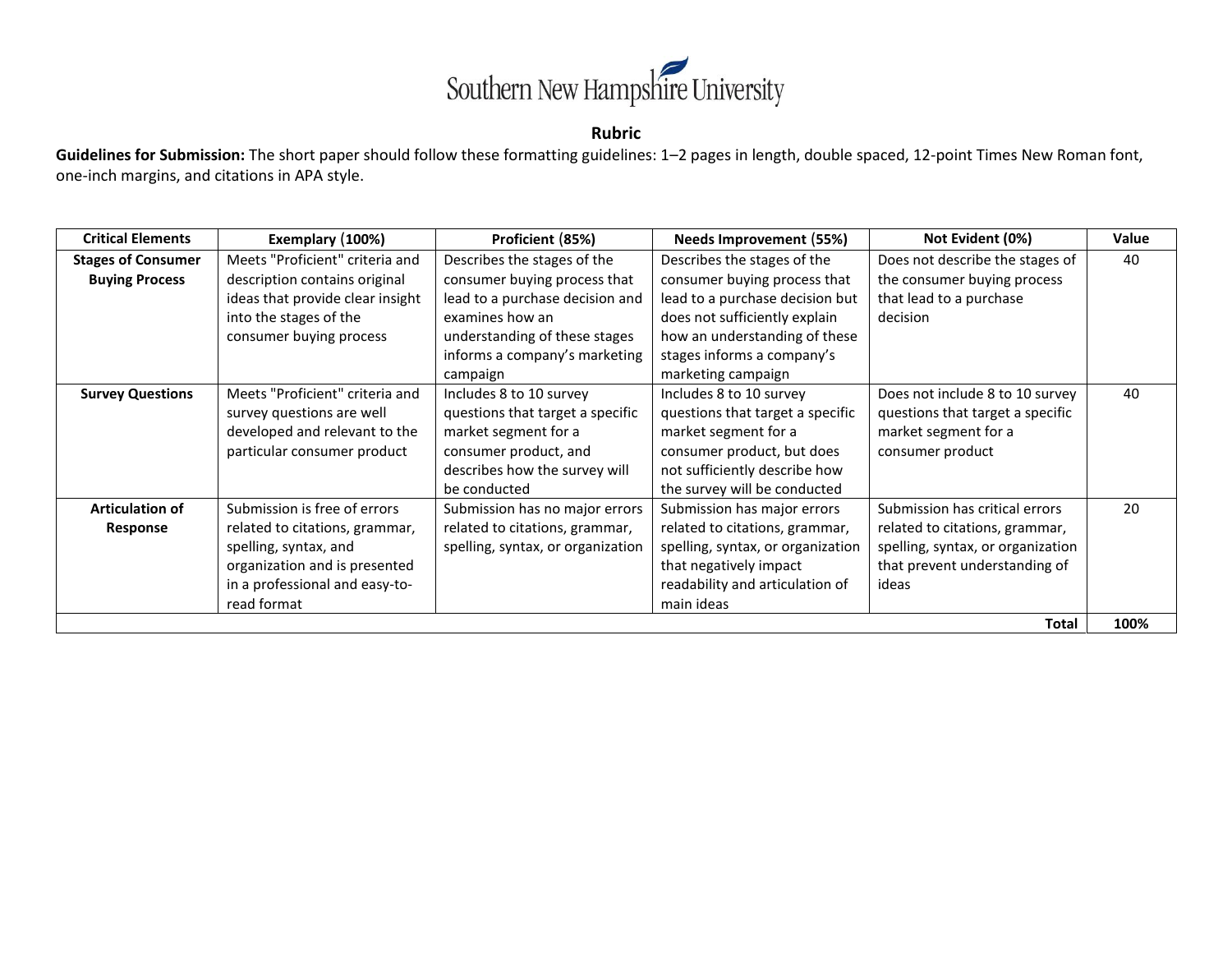Southern New Hampshire University

## Rubric

**Guidelines for Submission:** The short paper should follow these formatting guidelines: 1–2 pages in length, double spaced, 12-point Times New Roman font, one-inch margins, and citations in APA style.

| Critical Elements | Exemplary (100%) | Proficient (85%) | Needs Improvement (55%) | Not Evident (0%) | Value |
|---|---|---|---|---|---|
| **Stages of Consumer Buying Process** | Meets "Proficient" criteria and description contains original ideas that provide clear insight into the stages of the consumer buying process | Describes the stages of the consumer buying process that lead to a purchase decision and examines how an understanding of these stages informs a company's marketing campaign | Describes the stages of the consumer buying process that lead to a purchase decision but does not sufficiently explain how an understanding of these stages informs a company's marketing campaign | Does not describe the stages of the consumer buying process that lead to a purchase decision | 40 |
| **Survey Questions** | Meets "Proficient" criteria and survey questions are well developed and relevant to the particular consumer product | Includes 8 to 10 survey questions that target a specific market segment for a consumer product, and describes how the survey will be conducted | Includes 8 to 10 survey questions that target a specific market segment for a consumer product, but does not sufficiently describe how the survey will be conducted | Does not include 8 to 10 survey questions that target a specific market segment for a consumer product | 40 |
| **Articulation of Response** | Submission is free of errors related to citations, grammar, spelling, syntax, and organization and is presented in a professional and easy-to-read format | Submission has no major errors related to citations, grammar, spelling, syntax, or organization | Submission has major errors related to citations, grammar, spelling, syntax, or organization that negatively impact readability and articulation of main ideas | Submission has critical errors related to citations, grammar, spelling, syntax, or organization that prevent understanding of ideas | 20 |
| | | | | **Total** | **100%** |